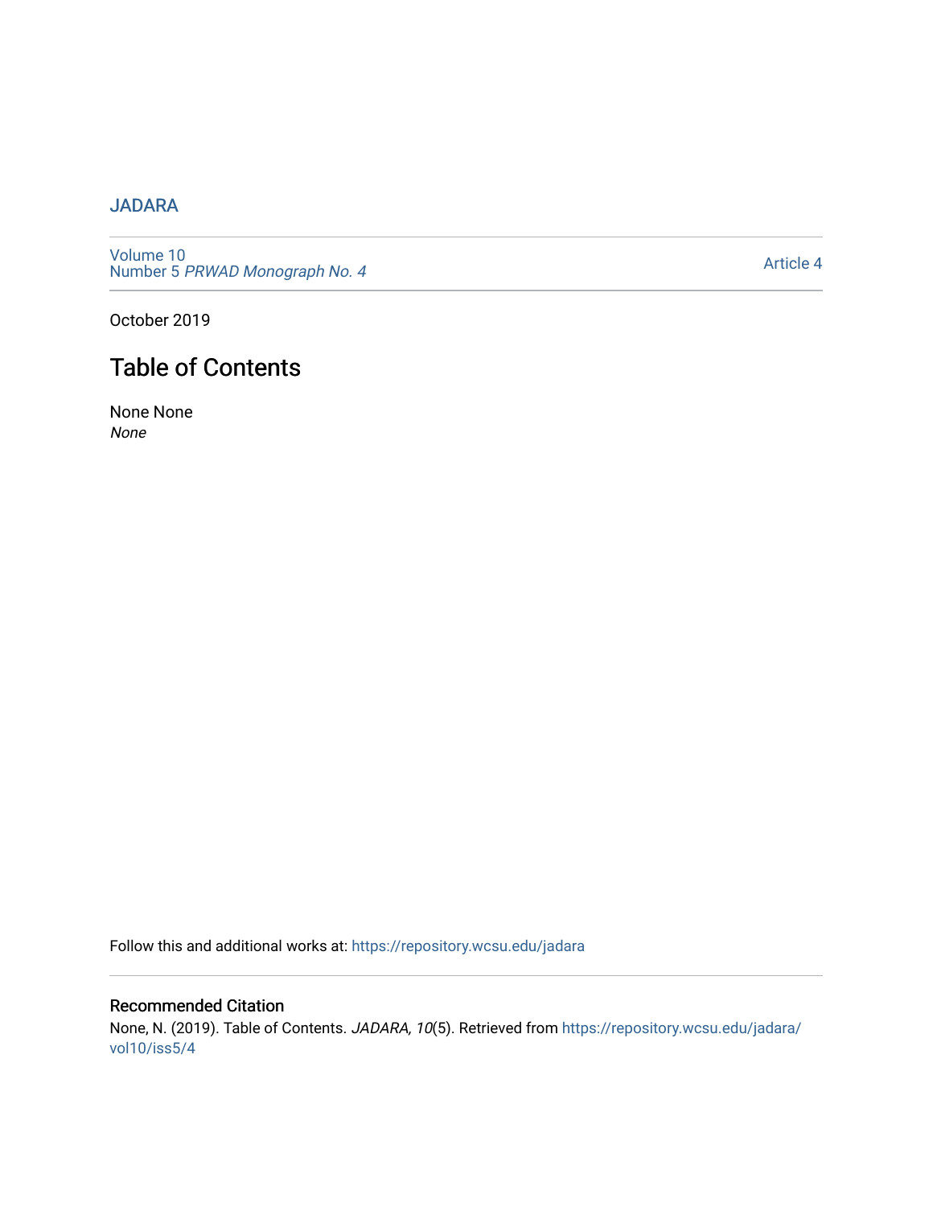JADARA

Volume 10
Number 5 *PRWAD Monograph No. 4*

Article 4

October 2019

# Table of Contents

None None
*None*

Follow this and additional works at: https://repository.wcsu.edu/jadara

## Recommended Citation

None, N. (2019). Table of Contents. *JADARA, 10*(5). Retrieved from https://repository.wcsu.edu/jadara/vol10/iss5/4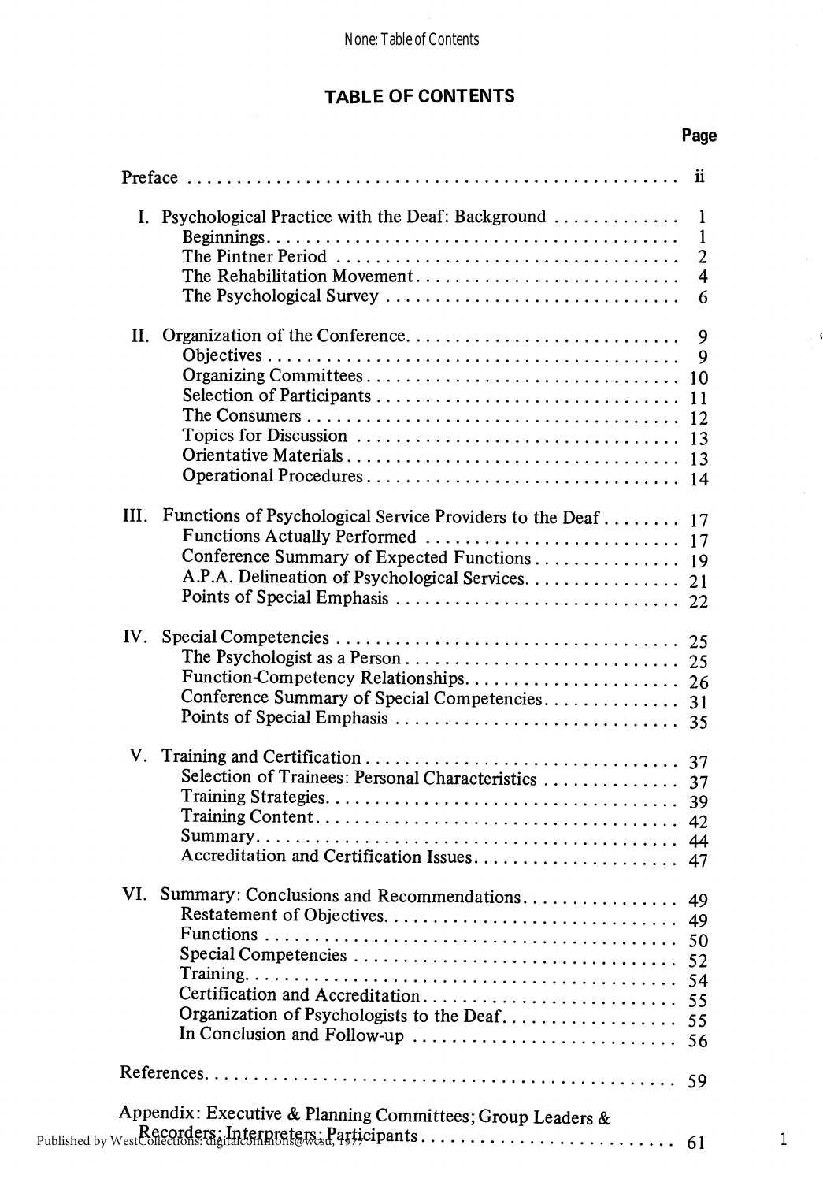# TABLE OF CONTENTS

| | Page |
|---|---|
| Preface | ii |
| I. Psychological Practice with the Deaf: Background | 1 |
| Beginnings | 1 |
| The Pintner Period | 2 |
| The Rehabilitation Movement | 4 |
| The Psychological Survey | 6 |
| II. Organization of the Conference | 9 |
| Objectives | 9 |
| Organizing Committees | 10 |
| Selection of Participants | 11 |
| The Consumers | 12 |
| Topics for Discussion | 13 |
| Orientative Materials | 13 |
| Operational Procedures | 14 |
| III. Functions of Psychological Service Providers to the Deaf | 17 |
| Functions Actually Performed | 17 |
| Conference Summary of Expected Functions | 19 |
| A.P.A. Delineation of Psychological Services | 21 |
| Points of Special Emphasis | 22 |
| IV. Special Competencies | 25 |
| The Psychologist as a Person | 25 |
| Function-Competency Relationships | 26 |
| Conference Summary of Special Competencies | 31 |
| Points of Special Emphasis | 35 |
| V. Training and Certification | 37 |
| Selection of Trainees: Personal Characteristics | 37 |
| Training Strategies | 39 |
| Training Content | 42 |
| Summary | 44 |
| Accreditation and Certification Issues | 47 |
| VI. Summary: Conclusions and Recommendations | 49 |
| Restatement of Objectives | 49 |
| Functions | 50 |
| Special Competencies | 52 |
| Training | 54 |
| Certification and Accreditation | 55 |
| Organization of Psychologists to the Deaf | 55 |
| In Conclusion and Follow-up | 56 |
| References | 59 |
| Appendix: Executive & Planning Committees; Group Leaders & Recorders; Interpreters; Participants | 61 |